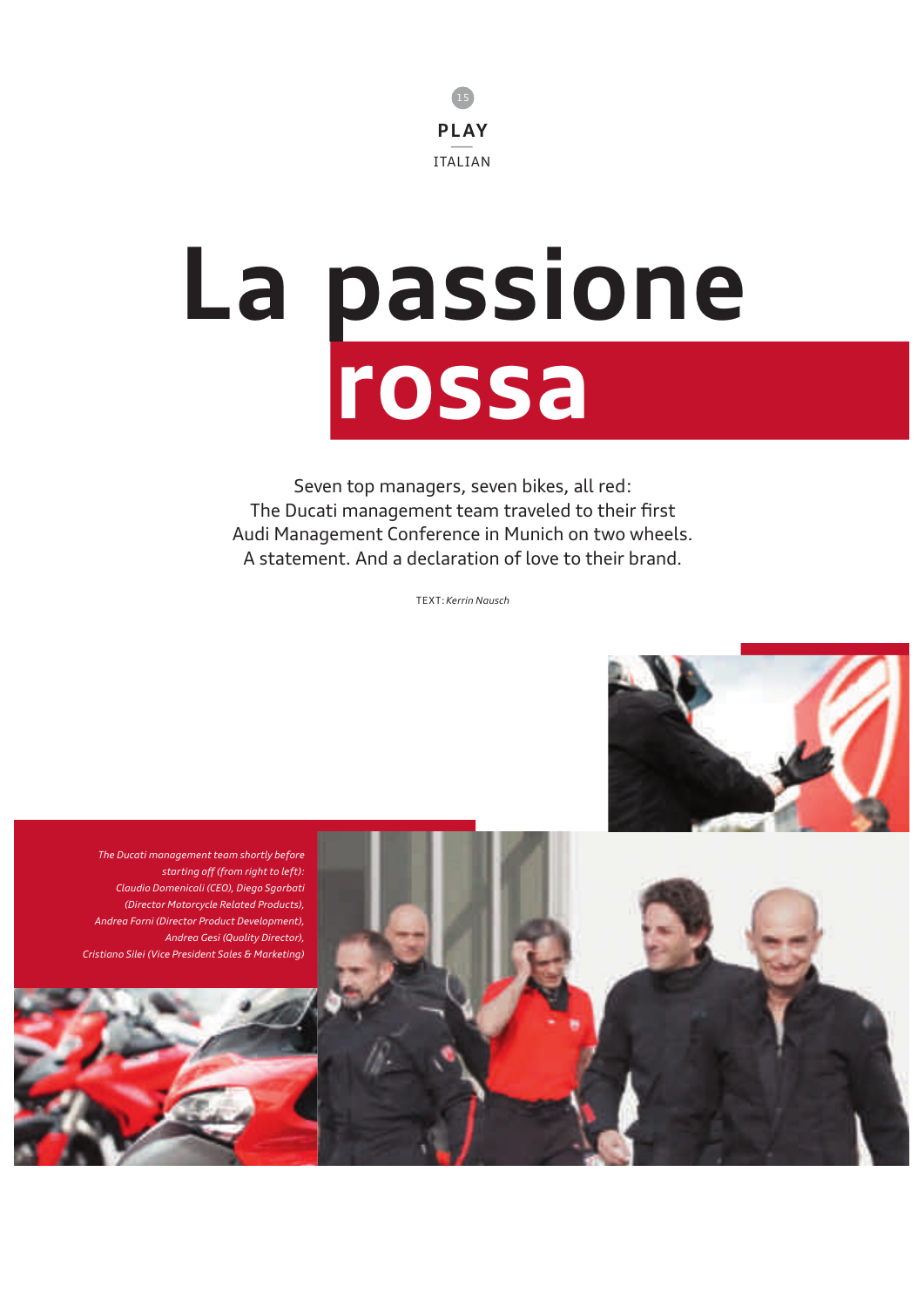PLAY

ITALIAN

# La passione rossa

Seven top managers, seven bikes, all red:
The Ducati management team traveled to their first
Audi Management Conference in Munich on two wheels.
A statement. And a declaration of love to their brand.

TEXT: *Kerrin Nausch*

*The Ducati management team shortly before starting off (from right to left): Claudio Domenicali (CEO), Diego Sgorbati (Director Motorcycle Related Products), Andrea Forni (Director Product Development), Andrea Gesi (Quality Director), Cristiano Silei (Vice President Sales & Marketing)*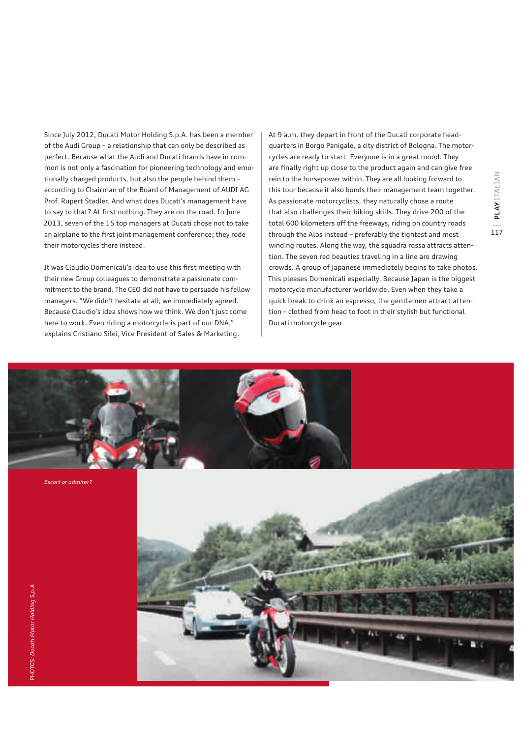Since July 2012, Ducati Motor Holding S.p.A. has been a member of the Audi Group – a relationship that can only be described as perfect. Because what the Audi and Ducati brands have in common is not only a fascination for pioneering technology and emotionally charged products, but also the people behind them – according to Chairman of the Board of Management of AUDI AG Prof. Rupert Stadler. And what does Ducati's management have to say to that? At first nothing. They are on the road. In June 2013, seven of the 15 top managers at Ducati chose not to take an airplane to the first joint management conference; they rode their motorcycles there instead.

It was Claudio Domenicali's idea to use this first meeting with their new Group colleagues to demonstrate a passionate commitment to the brand. The CEO did not have to persuade his fellow managers. "We didn't hesitate at all; we immediately agreed. Because Claudio's idea shows how we think. We don't just come here to work. Even riding a motorcycle is part of our DNA," explains Cristiano Silei, Vice President of Sales & Marketing.

At 9 a.m. they depart in front of the Ducati corporate headquarters in Borgo Panigale, a city district of Bologna. The motorcycles are ready to start. Everyone is in a great mood. They are finally right up close to the product again and can give free rein to the horsepower within. They are all looking forward to this tour because it also bonds their management team together. As passionate motorcyclists, they naturally chose a route that also challenges their biking skills. They drive 200 of the total 600 kilometers off the freeways, riding on country roads through the Alps instead – preferably the tightest and most winding routes. Along the way, the squadra rossa attracts attention. The seven red beauties traveling in a line are drawing crowds. A group of Japanese immediately begins to take photos. This pleases Domenicali especially. Because Japan is the biggest motorcycle manufacturer worldwide. Even when they take a quick break to drink an espresso, the gentlemen attract attention – clothed from head to foot in their stylish but functional Ducati motorcycle gear.

*Escort or admirer?*

PHOTOS: *Ducati Motor Holding S.p.A.*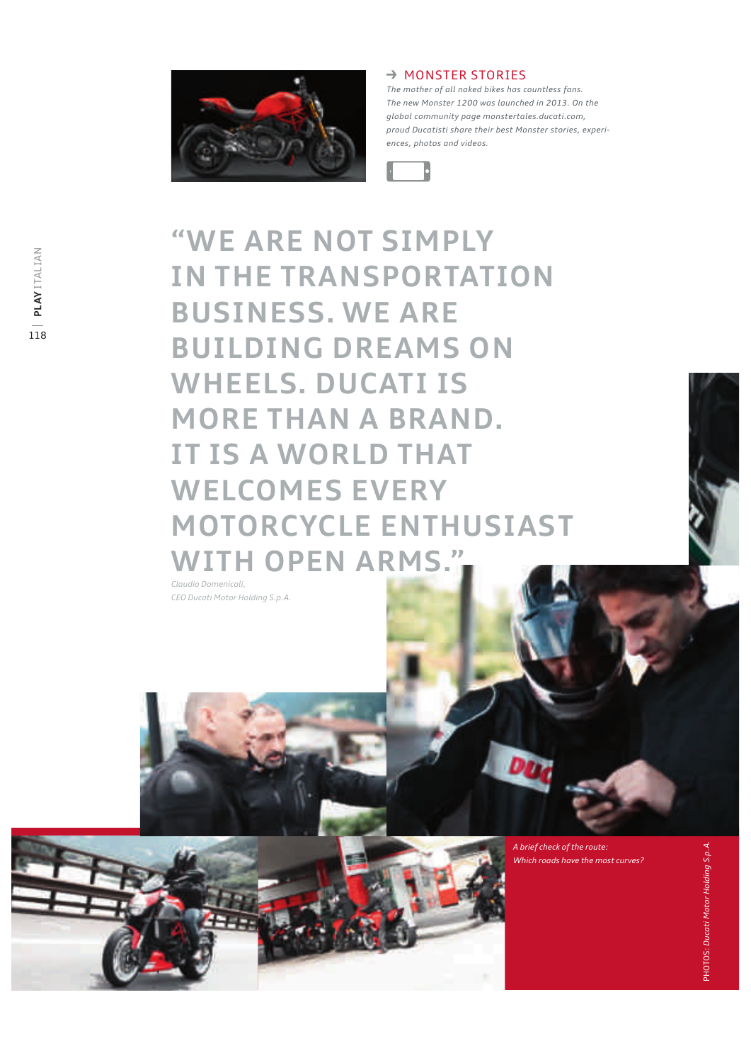## → MONSTER STORIES

*The mother of all naked bikes has countless fans. The new Monster 1200 was launched in 2013. On the global community page monstertales.ducati.com, proud Ducatisti share their best Monster stories, experiences, photos and videos.*

# "WE ARE NOT SIMPLY IN THE TRANSPORTATION BUSINESS. WE ARE BUILDING DREAMS ON WHEELS. DUCATI IS MORE THAN A BRAND. IT IS A WORLD THAT WELCOMES EVERY MOTORCYCLE ENTHUSIAST WITH OPEN ARMS."

*Claudio Domenicali,*
*CEO Ducati Motor Holding S.p.A.*

*A brief check of the route: Which roads have the most curves?*

PHOTOS: *Ducati Motor Holding S.p.A.*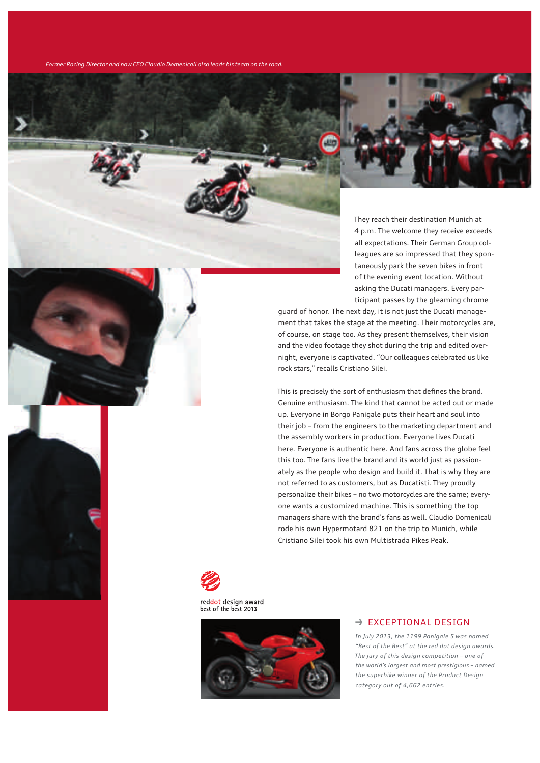*Former Racing Director and now CEO Claudio Domenicali also leads his team on the road.*

They reach their destination Munich at 4 p.m. The welcome they receive exceeds all expectations. Their German Group colleagues are so impressed that they spontaneously park the seven bikes in front of the evening event location. Without asking the Ducati managers. Every participant passes by the gleaming chrome guard of honor. The next day, it is not just the Ducati management that takes the stage at the meeting. Their motorcycles are, of course, on stage too. As they present themselves, their vision and the video footage they shot during the trip and edited overnight, everyone is captivated. "Our colleagues celebrated us like rock stars," recalls Cristiano Silei.

This is precisely the sort of enthusiasm that defines the brand. Genuine enthusiasm. The kind that cannot be acted out or made up. Everyone in Borgo Panigale puts their heart and soul into their job – from the engineers to the marketing department and the assembly workers in production. Everyone lives Ducati here. Everyone is authentic here. And fans across the globe feel this too. The fans live the brand and its world just as passionately as the people who design and build it. That is why they are not referred to as customers, but as Ducatisti. They proudly personalize their bikes – no two motorcycles are the same; everyone wants a customized machine. This is something the top managers share with the brand's fans as well. Claudio Domenicali rode his own Hypermotard 821 on the trip to Munich, while Cristiano Silei took his own Multistrada Pikes Peak.

reddot design award
best of the best 2013

## → EXCEPTIONAL DESIGN

*In July 2013, the 1199 Panigale S was named "Best of the Best" at the red dot design awards. The jury of this design competition – one of the world's largest and most prestigious – named the superbike winner of the Product Design category out of 4,662 entries.*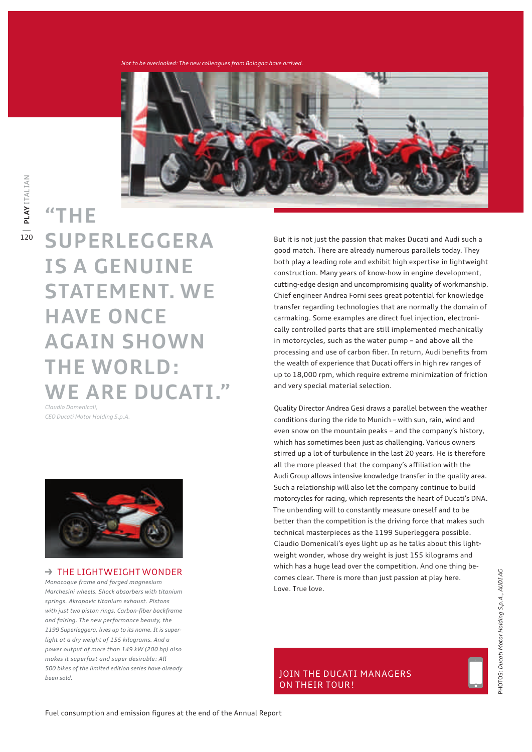*Not to be overlooked: The new colleagues from Bologna have arrived.*

# "THE SUPERLEGGERA IS A GENUINE STATEMENT. WE HAVE ONCE AGAIN SHOWN THE WORLD: WE ARE DUCATI."

*Claudio Domenicali,*
*CEO Ducati Motor Holding S.p.A.*

But it is not just the passion that makes Ducati and Audi such a good match. There are already numerous parallels today. They both play a leading role and exhibit high expertise in lightweight construction. Many years of know-how in engine development, cutting-edge design and uncompromising quality of workmanship. Chief engineer Andrea Forni sees great potential for knowledge transfer regarding technologies that are normally the domain of carmaking. Some examples are direct fuel injection, electronically controlled parts that are still implemented mechanically in motorcycles, such as the water pump – and above all the processing and use of carbon fiber. In return, Audi benefits from the wealth of experience that Ducati offers in high rev ranges of up to 18,000 rpm, which require extreme minimization of friction and very special material selection.

Quality Director Andrea Gesi draws a parallel between the weather conditions during the ride to Munich – with sun, rain, wind and even snow on the mountain peaks – and the company's history, which has sometimes been just as challenging. Various owners stirred up a lot of turbulence in the last 20 years. He is therefore all the more pleased that the company's affiliation with the Audi Group allows intensive knowledge transfer in the quality area. Such a relationship will also let the company continue to build motorcycles for racing, which represents the heart of Ducati's DNA. The unbending will to constantly measure oneself and to be better than the competition is the driving force that makes such technical masterpieces as the 1199 Superleggera possible. Claudio Domenicali's eyes light up as he talks about this lightweight wonder, whose dry weight is just 155 kilograms and which has a huge lead over the competition. And one thing becomes clear. There is more than just passion at play here. Love. True love.

### → THE LIGHTWEIGHT WONDER

*Monocoque frame and forged magnesium Marchesini wheels. Shock absorbers with titanium springs. Akrapovic titanium exhaust. Pistons with just two piston rings. Carbon-fiber backframe and fairing. The new performance beauty, the 1199 Superleggera, lives up to its name. It is superlight at a dry weight of 155 kilograms. And a power output of more than 149 kW (200 hp) also makes it superfast and super desirable: All 500 bikes of the limited edition series have already been sold.*

JOIN THE DUCATI MANAGERS ON THEIR TOUR!

PHOTOS: *Ducati Motor Holding S.p.A., AUDI AG*

Fuel consumption and emission figures at the end of the Annual Report